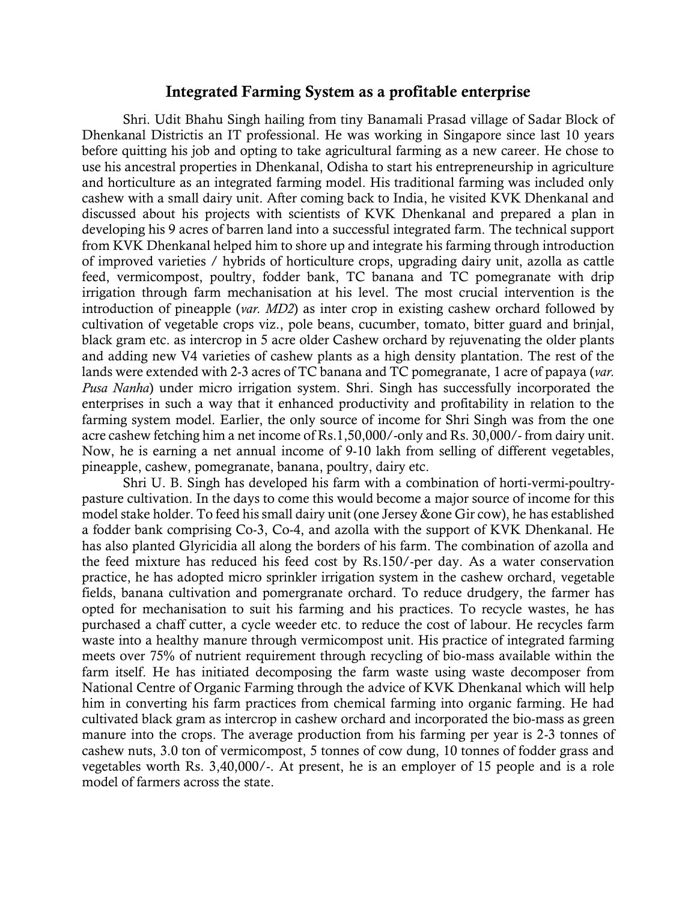## Integrated Farming System as a profitable enterprise

Shri. Udit Bhahu Singh hailing from tiny Banamali Prasad village of Sadar Block of Dhenkanal Districtis an IT professional. He was working in Singapore since last 10 years before quitting his job and opting to take agricultural farming as a new career. He chose to use his ancestral properties in Dhenkanal, Odisha to start his entrepreneurship in agriculture and horticulture as an integrated farming model. His traditional farming was included only cashew with a small dairy unit. After coming back to India, he visited KVK Dhenkanal and discussed about his projects with scientists of KVK Dhenkanal and prepared a plan in developing his 9 acres of barren land into a successful integrated farm. The technical support from KVK Dhenkanal helped him to shore up and integrate his farming through introduction of improved varieties / hybrids of horticulture crops, upgrading dairy unit, azolla as cattle feed, vermicompost, poultry, fodder bank, TC banana and TC pomegranate with drip irrigation through farm mechanisation at his level. The most crucial intervention is the introduction of pineapple (*var. MD2*) as inter crop in existing cashew orchard followed by cultivation of vegetable crops viz., pole beans, cucumber, tomato, bitter guard and brinjal, black gram etc. as intercrop in 5 acre older Cashew orchard by rejuvenating the older plants and adding new V4 varieties of cashew plants as a high density plantation. The rest of the lands were extended with 2-3 acres of TC banana and TC pomegranate, 1 acre of papaya (*var. Pusa Nanha*) under micro irrigation system. Shri. Singh has successfully incorporated the enterprises in such a way that it enhanced productivity and profitability in relation to the farming system model. Earlier, the only source of income for Shri Singh was from the one acre cashew fetching him a net income of Rs.1,50,000/-only and Rs. 30,000/- from dairy unit. Now, he is earning a net annual income of 9-10 lakh from selling of different vegetables, pineapple, cashew, pomegranate, banana, poultry, dairy etc.

Shri U. B. Singh has developed his farm with a combination of horti-vermi-poultry-pasture cultivation. In the days to come this would become a major source of income for this model stake holder. To feed his small dairy unit (one Jersey &one Gir cow), he has established a fodder bank comprising Co-3, Co-4, and azolla with the support of KVK Dhenkanal. He has also planted Glyricidia all along the borders of his farm. The combination of azolla and the feed mixture has reduced his feed cost by Rs.150/-per day. As a water conservation practice, he has adopted micro sprinkler irrigation system in the cashew orchard, vegetable fields, banana cultivation and pomegranate orchard. To reduce drudgery, the farmer has opted for mechanisation to suit his farming and his practices. To recycle wastes, he has purchased a chaff cutter, a cycle weeder etc. to reduce the cost of labour. He recycles farm waste into a healthy manure through vermicompost unit. His practice of integrated farming meets over 75% of nutrient requirement through recycling of bio-mass available within the farm itself. He has initiated decomposing the farm waste using waste decomposer from National Centre of Organic Farming through the advice of KVK Dhenkanal which will help him in converting his farm practices from chemical farming into organic farming. He had cultivated black gram as intercrop in cashew orchard and incorporated the bio-mass as green manure into the crops. The average production from his farming per year is 2-3 tonnes of cashew nuts, 3.0 ton of vermicompost, 5 tonnes of cow dung, 10 tonnes of fodder grass and vegetables worth Rs. 3,40,000/-. At present, he is an employer of 15 people and is a role model of farmers across the state.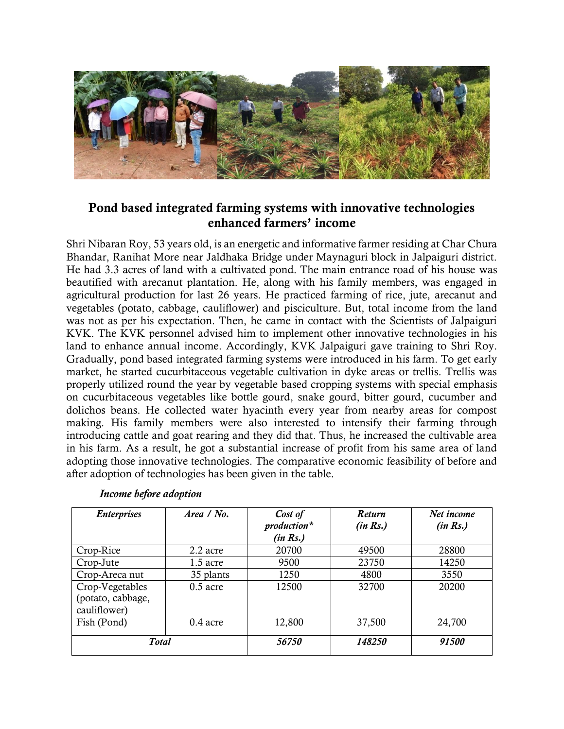## Pond based integrated farming systems with innovative technologies enhanced farmers' income

Shri Nibaran Roy, 53 years old, is an energetic and informative farmer residing at Char Chura Bhandar, Ranihat More near Jaldhaka Bridge under Maynaguri block in Jalpaiguri district. He had 3.3 acres of land with a cultivated pond. The main entrance road of his house was beautified with arecanut plantation. He, along with his family members, was engaged in agricultural production for last 26 years. He practiced farming of rice, jute, arecanut and vegetables (potato, cabbage, cauliflower) and pisciculture. But, total income from the land was not as per his expectation. Then, he came in contact with the Scientists of Jalpaiguri KVK. The KVK personnel advised him to implement other innovative technologies in his land to enhance annual income. Accordingly, KVK Jalpaiguri gave training to Shri Roy. Gradually, pond based integrated farming systems were introduced in his farm. To get early market, he started cucurbitaceous vegetable cultivation in dyke areas or trellis. Trellis was properly utilized round the year by vegetable based cropping systems with special emphasis on cucurbitaceous vegetables like bottle gourd, snake gourd, bitter gourd, cucumber and dolichos beans. He collected water hyacinth every year from nearby areas for compost making. His family members were also interested to intensify their farming through introducing cattle and goat rearing and they did that. Thus, he increased the cultivable area in his farm. As a result, he got a substantial increase of profit from his same area of land adopting those innovative technologies. The comparative economic feasibility of before and after adoption of technologies has been given in the table.

***Income before adoption***

| *Enterprises* | *Area / No.* | *Cost of production\* (in Rs.)* | *Return (in Rs.)* | *Net income (in Rs.)* |
|---|---|---|---|---|
| Crop-Rice | 2.2 acre | 20700 | 49500 | 28800 |
| Crop-Jute | 1.5 acre | 9500 | 23750 | 14250 |
| Crop-Areca nut | 35 plants | 1250 | 4800 | 3550 |
| Crop-Vegetables (potato, cabbage, cauliflower) | 0.5 acre | 12500 | 32700 | 20200 |
| Fish (Pond) | 0.4 acre | 12,800 | 37,500 | 24,700 |
| ***Total*** | | ***56750*** | ***148250*** | ***91500*** |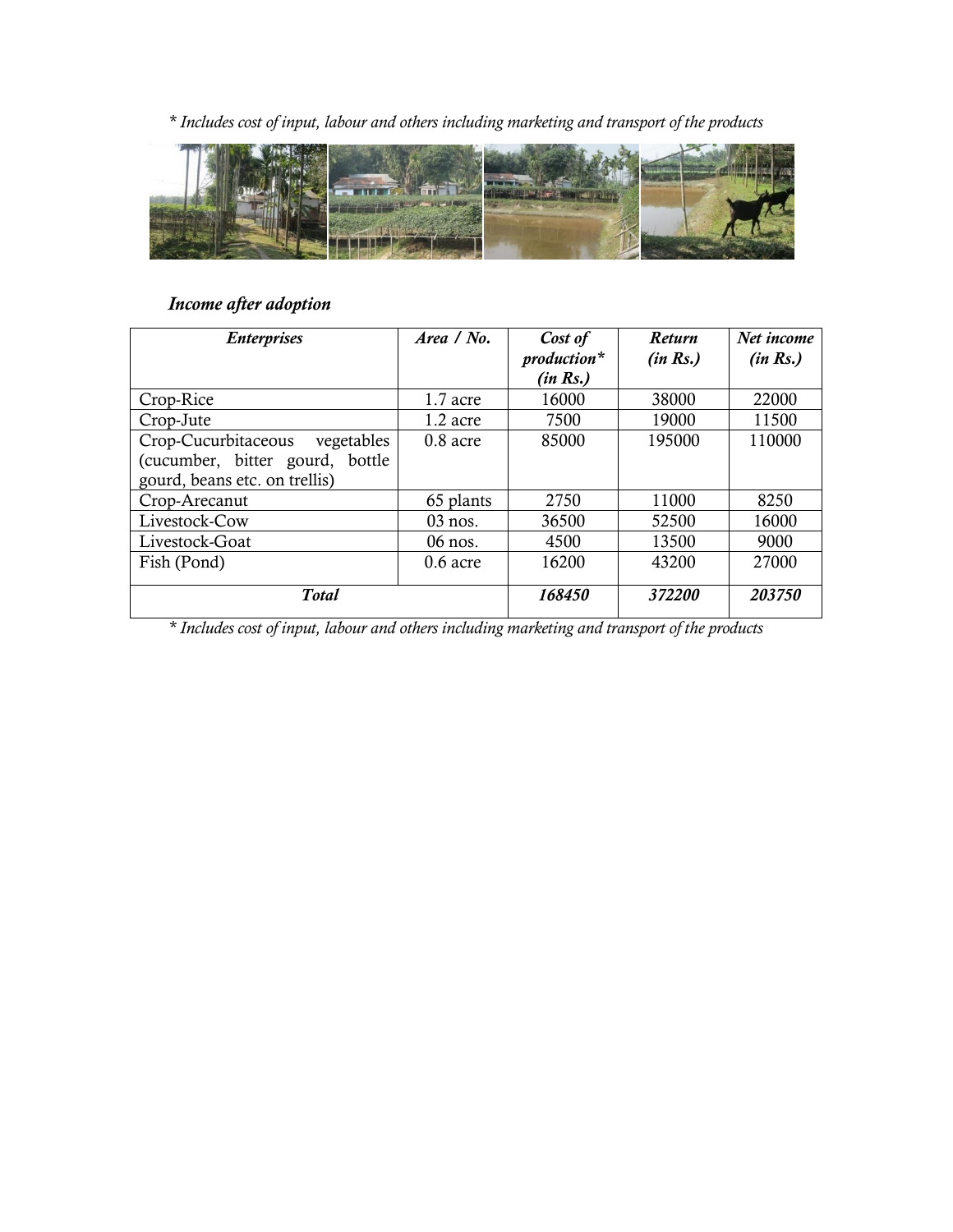* Includes cost of input, labour and others including marketing and transport of the products

***Income after adoption***

| *Enterprises* | *Area / No.* | *Cost of production\* (in Rs.)* | *Return (in Rs.)* | *Net income (in Rs.)* |
|---|---|---|---|---|
| Crop-Rice | 1.7 acre | 16000 | 38000 | 22000 |
| Crop-Jute | 1.2 acre | 7500 | 19000 | 11500 |
| Crop-Cucurbitaceous vegetables (cucumber, bitter gourd, bottle gourd, beans etc. on trellis) | 0.8 acre | 85000 | 195000 | 110000 |
| Crop-Arecanut | 65 plants | 2750 | 11000 | 8250 |
| Livestock-Cow | 03 nos. | 36500 | 52500 | 16000 |
| Livestock-Goat | 06 nos. | 4500 | 13500 | 9000 |
| Fish (Pond) | 0.6 acre | 16200 | 43200 | 27000 |
| ***Total*** | | ***168450*** | ***372200*** | ***203750*** |

* Includes cost of input, labour and others including marketing and transport of the products